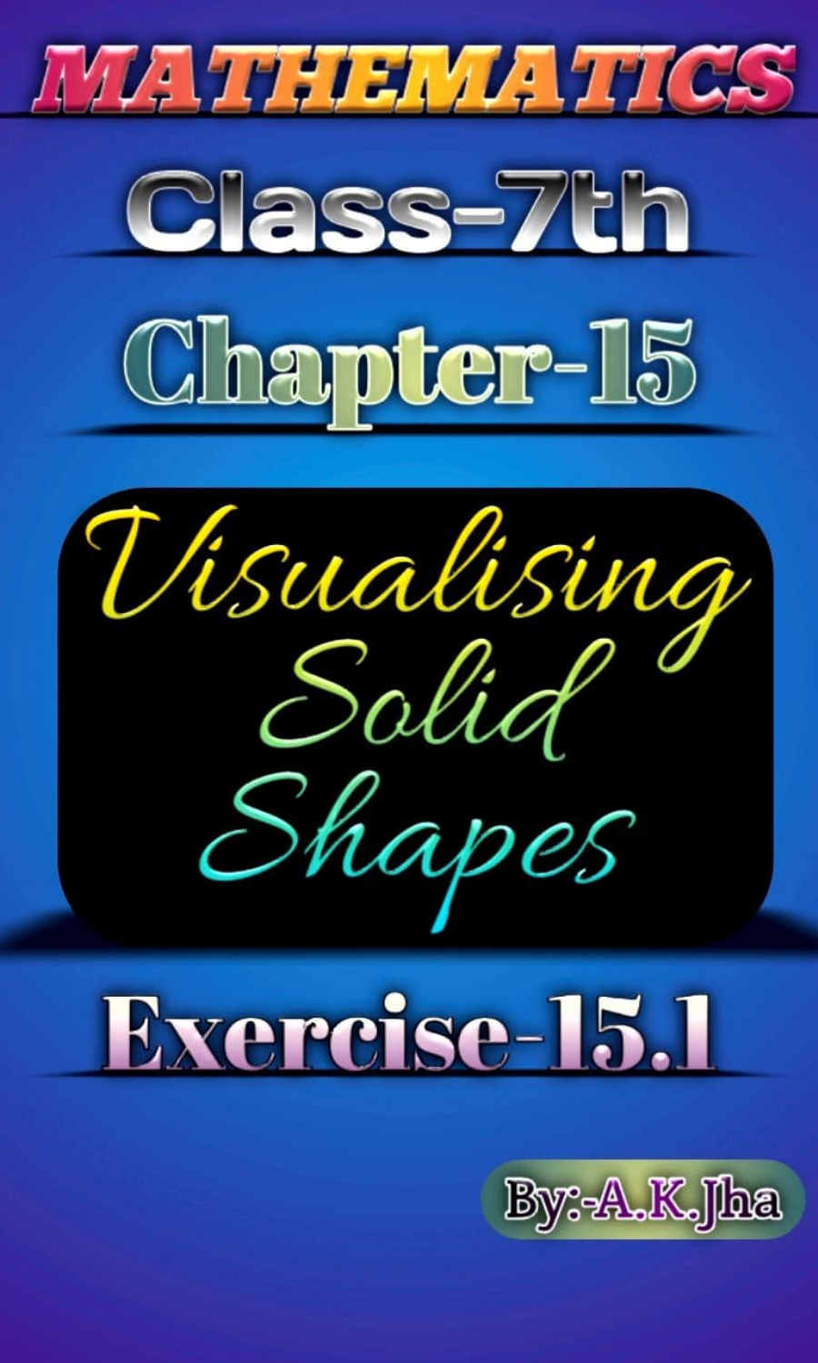# MATHEMATICS

## Class-7th

## Chapter-15

# Visualising Solid Shapes

## Exercise-15.1

By:-A.K.Jha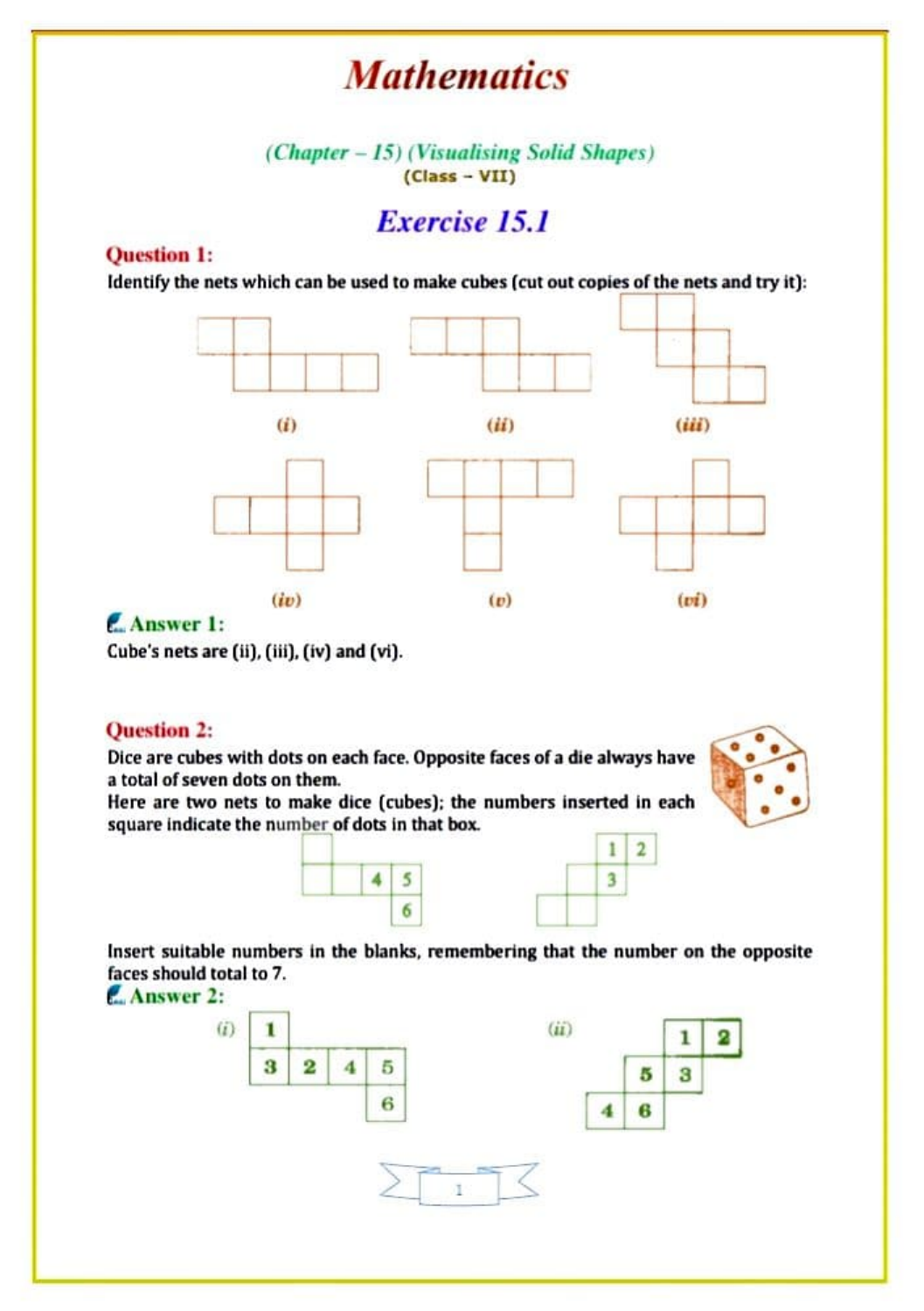# Mathematics

*(Chapter – 15) (Visualising Solid Shapes)*
(Class – VII)

## Exercise 15.1

**Question 1:**

Identify the nets which can be used to make cubes (cut out copies of the nets and try it):

(i) (ii) (iii)

(iv) (v) (vi)

**Answer 1:**

Cube's nets are (ii), (iii), (iv) and (vi).

**Question 2:**

Dice are cubes with dots on each face. Opposite faces of a die always have a total of seven dots on them.

Here are two nets to make dice (cubes); the numbers inserted in each square indicate the number of dots in that box.

Insert suitable numbers in the blanks, remembering that the number on the opposite faces should total to 7.

**Answer 2:**

(i)

| 1 | | | |
|---|---|---|---|
| 3 | 2 | 4 | 5 |
| | | | 6 |

(ii)

| | | 1 | 2 |
|---|---|---|---|
| | 5 | 3 | |
| 4 | 6 | | |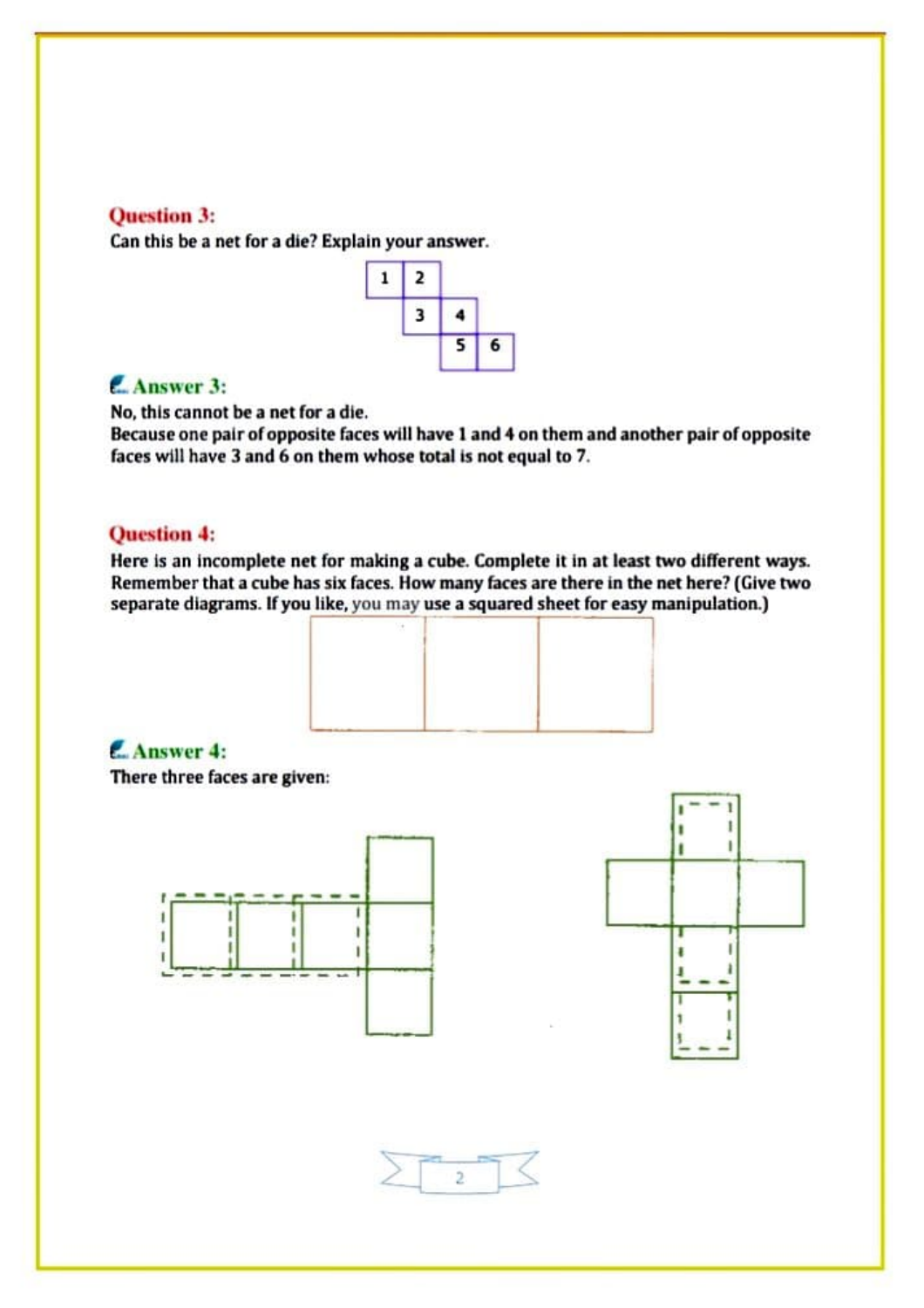## Question 3:

Can this be a net for a die? Explain your answer.

| 1 | 2 | | |
|---|---|---|---|
| | 3 | 4 | |
| | | 5 | 6 |

## Answer 3:

No, this cannot be a net for a die.

Because one pair of opposite faces will have 1 and 4 on them and another pair of opposite faces will have 3 and 6 on them whose total is not equal to 7.

## Question 4:

Here is an incomplete net for making a cube. Complete it in at least two different ways. Remember that a cube has six faces. How many faces are there in the net here? (Give two separate diagrams. If you like, you may use a squared sheet for easy manipulation.)

## Answer 4:

There three faces are given: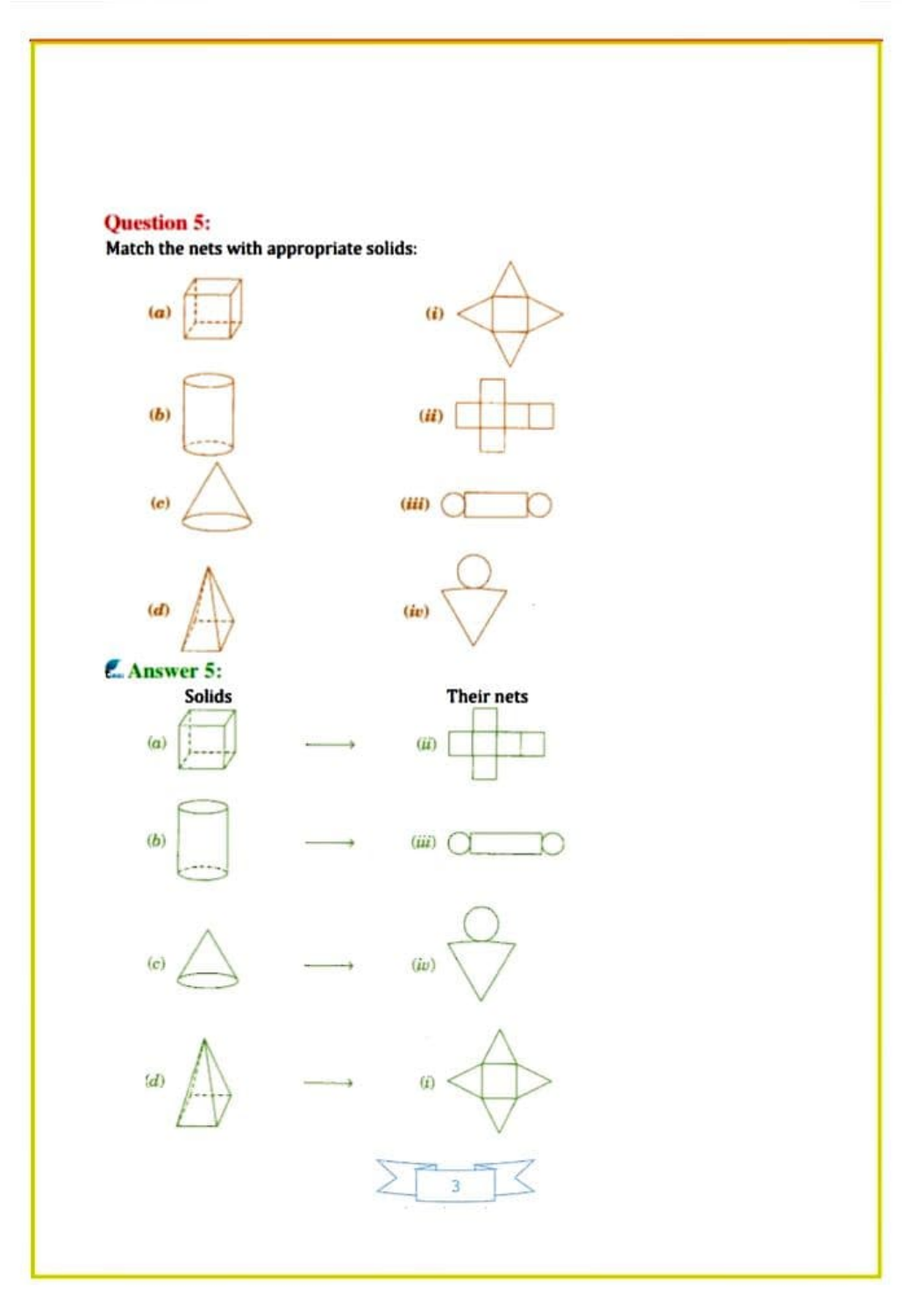**Question 5:**

**Match the nets with appropriate solids:**

(a) (i)

(b) (ii)

(c) (iii)

(d) (iv)

**Answer 5:**

| Solids | | Their nets |
|---|---|---|
| (a) | ⟶ | (ii) |
| (b) | ⟶ | (iii) |
| (c) | ⟶ | (iv) |
| (d) | ⟶ | (i) |